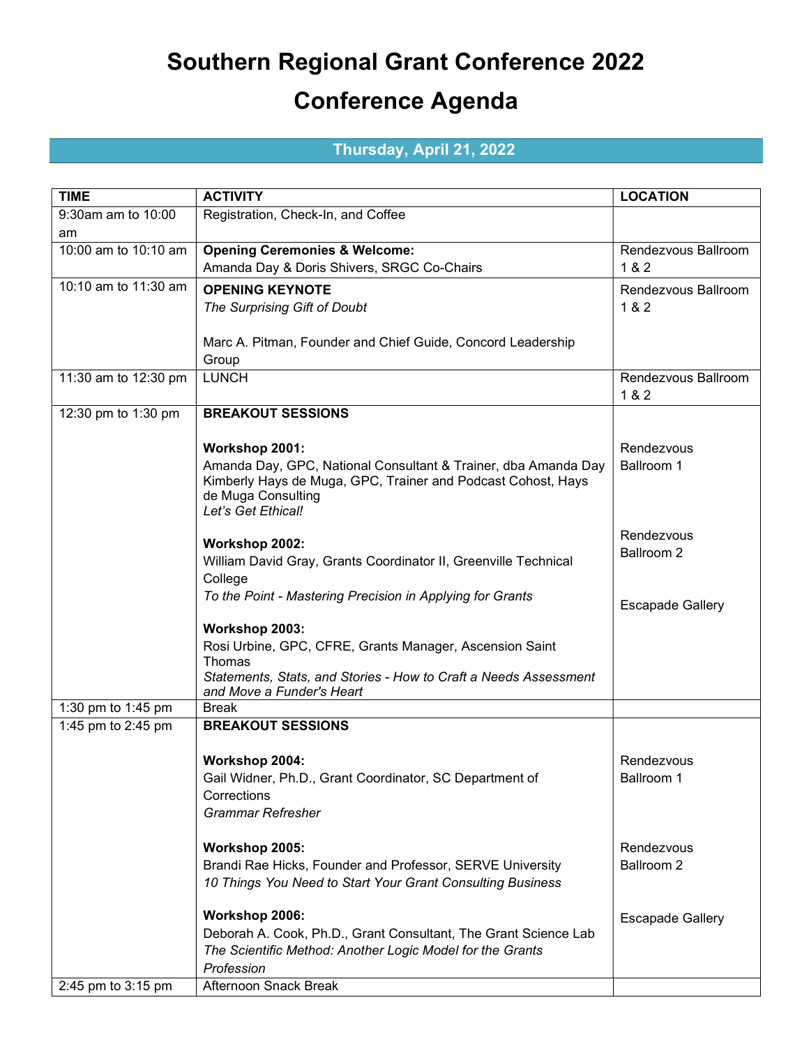# Southern Regional Grant Conference 2022

# Conference Agenda

## Thursday, April 21, 2022

| TIME | ACTIVITY | LOCATION |
|---|---|---|
| 9:30am am to 10:00 am | Registration, Check-In, and Coffee | |
| 10:00 am to 10:10 am | **Opening Ceremonies & Welcome:** Amanda Day & Doris Shivers, SRGC Co-Chairs | Rendezvous Ballroom 1 & 2 |
| 10:10 am to 11:30 am | **OPENING KEYNOTE** *The Surprising Gift of Doubt*<br><br>Marc A. Pitman, Founder and Chief Guide, Concord Leadership Group | Rendezvous Ballroom 1 & 2 |
| 11:30 am to 12:30 pm | LUNCH | Rendezvous Ballroom 1 & 2 |
| 12:30 pm to 1:30 pm | **BREAKOUT SESSIONS**<br><br>**Workshop 2001:** Amanda Day, GPC, National Consultant & Trainer, dba Amanda Day Kimberly Hays de Muga, GPC, Trainer and Podcast Cohost, Hays de Muga Consulting *Let's Get Ethical!*<br><br>**Workshop 2002:** William David Gray, Grants Coordinator II, Greenville Technical College *To the Point - Mastering Precision in Applying for Grants*<br><br>**Workshop 2003:** Rosi Urbine, GPC, CFRE, Grants Manager, Ascension Saint Thomas *Statements, Stats, and Stories - How to Craft a Needs Assessment and Move a Funder's Heart* | Rendezvous Ballroom 1<br><br>Rendezvous Ballroom 2<br><br>Escapade Gallery |
| 1:30 pm to 1:45 pm | Break | |
| 1:45 pm to 2:45 pm | **BREAKOUT SESSIONS**<br><br>**Workshop 2004:** Gail Widner, Ph.D., Grant Coordinator, SC Department of Corrections *Grammar Refresher*<br><br>**Workshop 2005:** Brandi Rae Hicks, Founder and Professor, SERVE University *10 Things You Need to Start Your Grant Consulting Business*<br><br>**Workshop 2006:** Deborah A. Cook, Ph.D., Grant Consultant, The Grant Science Lab *The Scientific Method: Another Logic Model for the Grants Profession* | Rendezvous Ballroom 1<br><br>Rendezvous Ballroom 2<br><br>Escapade Gallery |
| 2:45 pm to 3:15 pm | Afternoon Snack Break | |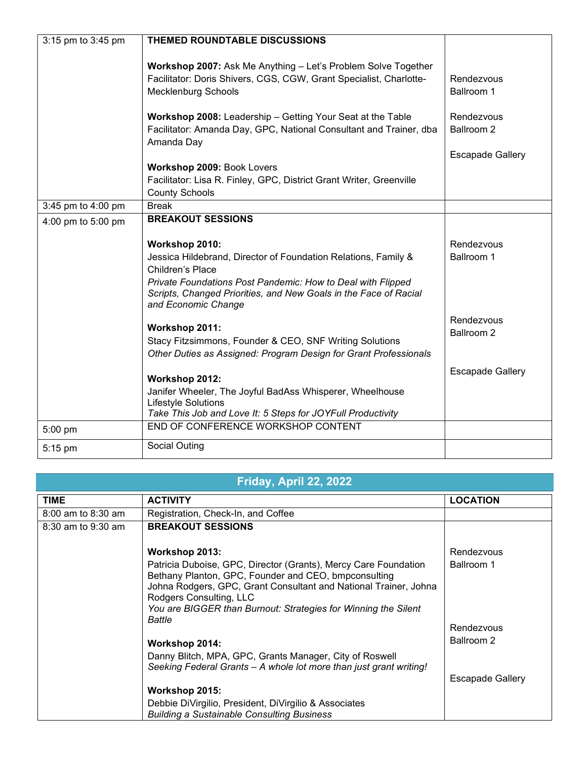| 3:15 pm to 3:45 pm | **THEMED ROUNDTABLE DISCUSSIONS**<br><br>**Workshop 2007:** Ask Me Anything – Let's Problem Solve Together<br>Facilitator: Doris Shivers, CGS, CGW, Grant Specialist, Charlotte-Mecklenburg Schools<br><br>**Workshop 2008:** Leadership – Getting Your Seat at the Table<br>Facilitator: Amanda Day, GPC, National Consultant and Trainer, dba Amanda Day<br><br>**Workshop 2009:** Book Lovers<br>Facilitator: Lisa R. Finley, GPC, District Grant Writer, Greenville County Schools | Rendezvous Ballroom 1<br><br>Rendezvous Ballroom 2<br><br>Escapade Gallery |
|---|---|---|
| 3:45 pm to 4:00 pm | Break | |
| 4:00 pm to 5:00 pm | **BREAKOUT SESSIONS**<br><br>**Workshop 2010:**<br>Jessica Hildebrand, Director of Foundation Relations, Family & Children's Place<br>*Private Foundations Post Pandemic: How to Deal with Flipped Scripts, Changed Priorities, and New Goals in the Face of Racial and Economic Change*<br><br>**Workshop 2011:**<br>Stacy Fitzsimmons, Founder & CEO, SNF Writing Solutions<br>*Other Duties as Assigned: Program Design for Grant Professionals*<br><br>**Workshop 2012:**<br>Janifer Wheeler, The Joyful BadAss Whisperer, Wheelhouse Lifestyle Solutions<br>*Take This Job and Love It: 5 Steps for JOYFull Productivity* | Rendezvous Ballroom 1<br><br>Rendezvous Ballroom 2<br><br>Escapade Gallery |
| 5:00 pm | END OF CONFERENCE WORKSHOP CONTENT | |
| 5:15 pm | Social Outing | |

## Friday, April 22, 2022

| TIME | ACTIVITY | LOCATION |
|---|---|---|
| 8:00 am to 8:30 am | Registration, Check-In, and Coffee | |
| 8:30 am to 9:30 am | **BREAKOUT SESSIONS**<br><br>**Workshop 2013:**<br>Patricia Duboise, GPC, Director (Grants), Mercy Care Foundation<br>Bethany Planton, GPC, Founder and CEO, bmpconsulting<br>Johna Rodgers, GPC, Grant Consultant and National Trainer, Johna Rodgers Consulting, LLC<br>*You are BIGGER than Burnout: Strategies for Winning the Silent Battle*<br><br>**Workshop 2014:**<br>Danny Blitch, MPA, GPC, Grants Manager, City of Roswell<br>*Seeking Federal Grants – A whole lot more than just grant writing!*<br><br>**Workshop 2015:**<br>Debbie DiVirgilio, President, DiVirgilio & Associates<br>*Building a Sustainable Consulting Business* | Rendezvous Ballroom 1<br><br>Rendezvous Ballroom 2<br><br>Escapade Gallery |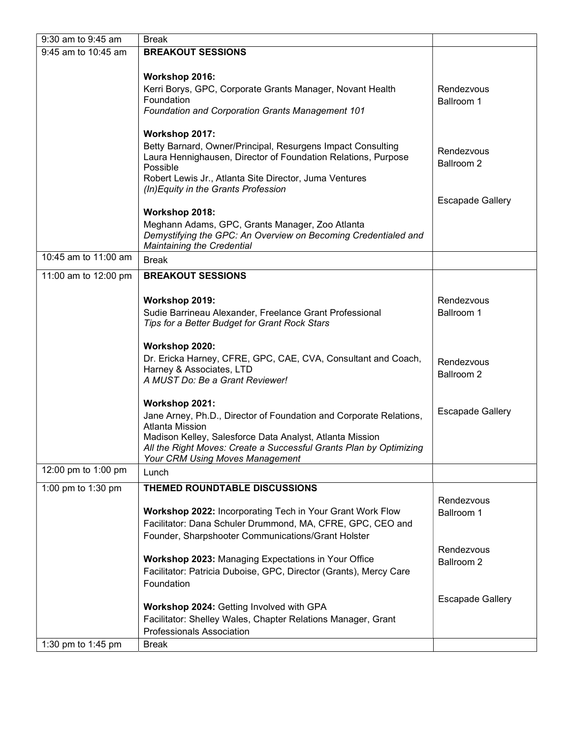| | | |
|---|---|---|
| 9:30 am to 9:45 am | Break | |
| 9:45 am to 10:45 am | **BREAKOUT SESSIONS**<br><br>**Workshop 2016:**<br>Kerri Borys, GPC, Corporate Grants Manager, Novant Health Foundation<br>*Foundation and Corporation Grants Management 101*<br><br>**Workshop 2017:**<br>Betty Barnard, Owner/Principal, Resurgens Impact Consulting<br>Laura Hennighausen, Director of Foundation Relations, Purpose Possible<br>Robert Lewis Jr., Atlanta Site Director, Juma Ventures<br>*(In)Equity in the Grants Profession*<br><br>**Workshop 2018:**<br>Meghann Adams, GPC, Grants Manager, Zoo Atlanta<br>*Demystifying the GPC: An Overview on Becoming Credentialed and Maintaining the Credential* | Rendezvous Ballroom 1<br><br>Rendezvous Ballroom 2<br><br>Escapade Gallery |
| 10:45 am to 11:00 am | Break | |
| 11:00 am to 12:00 pm | **BREAKOUT SESSIONS**<br><br>**Workshop 2019:**<br>Sudie Barrineau Alexander, Freelance Grant Professional<br>*Tips for a Better Budget for Grant Rock Stars*<br><br>**Workshop 2020:**<br>Dr. Ericka Harney, CFRE, GPC, CAE, CVA, Consultant and Coach, Harney & Associates, LTD<br>*A MUST Do: Be a Grant Reviewer!*<br><br>**Workshop 2021:**<br>Jane Arney, Ph.D., Director of Foundation and Corporate Relations, Atlanta Mission<br>Madison Kelley, Salesforce Data Analyst, Atlanta Mission<br>*All the Right Moves: Create a Successful Grants Plan by Optimizing Your CRM Using Moves Management* | Rendezvous Ballroom 1<br><br>Rendezvous Ballroom 2<br><br>Escapade Gallery |
| 12:00 pm to 1:00 pm | Lunch | |
| 1:00 pm to 1:30 pm | **THEMED ROUNDTABLE DISCUSSIONS**<br><br>**Workshop 2022:** Incorporating Tech in Your Grant Work Flow<br>Facilitator: Dana Schuler Drummond, MA, CFRE, GPC, CEO and Founder, Sharpshooter Communications/Grant Holster<br><br>**Workshop 2023:** Managing Expectations in Your Office<br>Facilitator: Patricia Duboise, GPC, Director (Grants), Mercy Care Foundation<br><br>**Workshop 2024:** Getting Involved with GPA<br>Facilitator: Shelley Wales, Chapter Relations Manager, Grant Professionals Association | Rendezvous Ballroom 1<br><br>Rendezvous Ballroom 2<br><br>Escapade Gallery |
| 1:30 pm to 1:45 pm | Break | |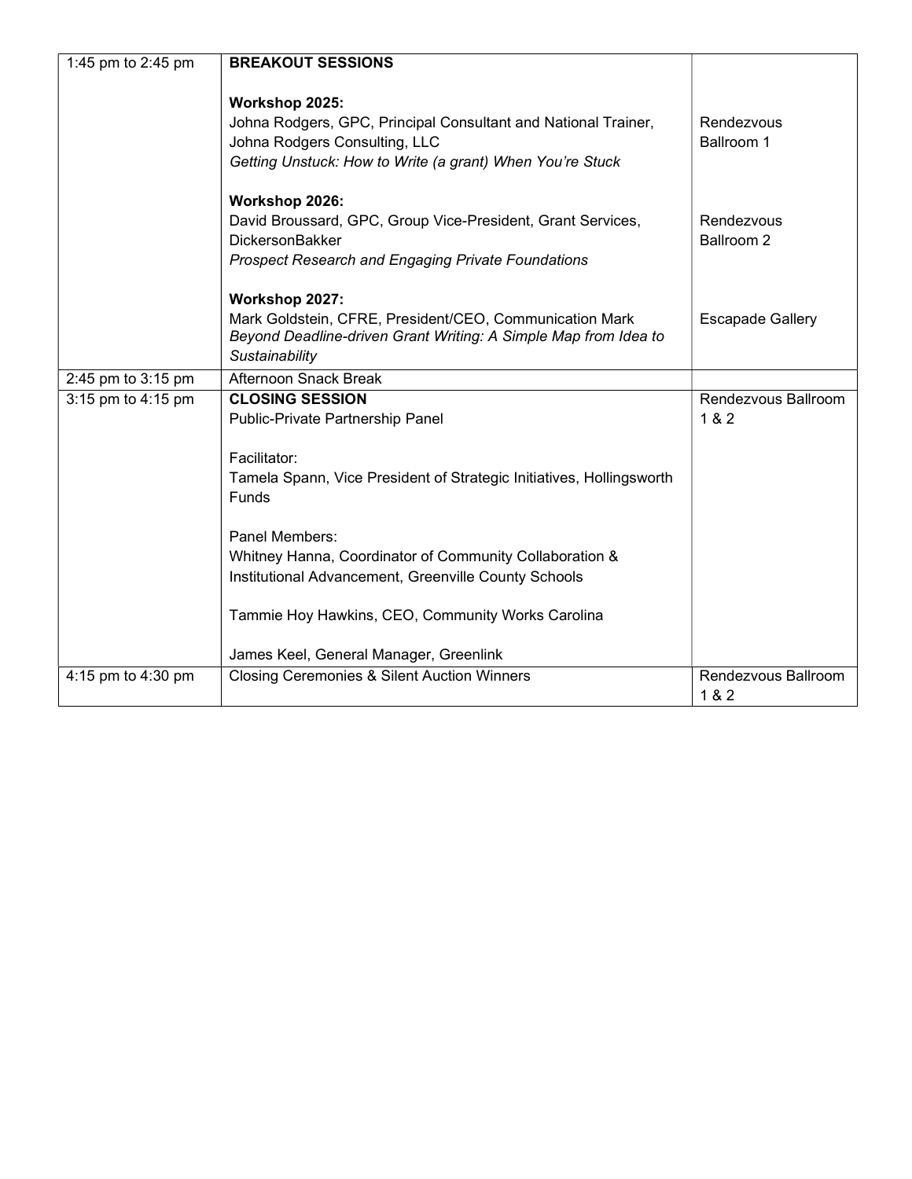| | | |
|---|---|---|
| 1:45 pm to 2:45 pm | **BREAKOUT SESSIONS**<br><br>**Workshop 2025:**<br>Johna Rodgers, GPC, Principal Consultant and National Trainer, Johna Rodgers Consulting, LLC<br>*Getting Unstuck: How to Write (a grant) When You're Stuck*<br><br>**Workshop 2026:**<br>David Broussard, GPC, Group Vice-President, Grant Services, DickersonBakker<br>*Prospect Research and Engaging Private Foundations*<br><br>**Workshop 2027:**<br>Mark Goldstein, CFRE, President/CEO, Communication Mark<br>*Beyond Deadline-driven Grant Writing: A Simple Map from Idea to Sustainability* | <br><br>Rendezvous Ballroom 1<br><br><br>Rendezvous Ballroom 2<br><br><br>Escapade Gallery |
| 2:45 pm to 3:15 pm | Afternoon Snack Break | |
| 3:15 pm to 4:15 pm | **CLOSING SESSION**<br>Public-Private Partnership Panel<br><br>Facilitator:<br>Tamela Spann, Vice President of Strategic Initiatives, Hollingsworth Funds<br><br>Panel Members:<br>Whitney Hanna, Coordinator of Community Collaboration & Institutional Advancement, Greenville County Schools<br><br>Tammie Hoy Hawkins, CEO, Community Works Carolina<br><br>James Keel, General Manager, Greenlink | Rendezvous Ballroom 1 & 2 |
| 4:15 pm to 4:30 pm | Closing Ceremonies & Silent Auction Winners | Rendezvous Ballroom 1 & 2 |